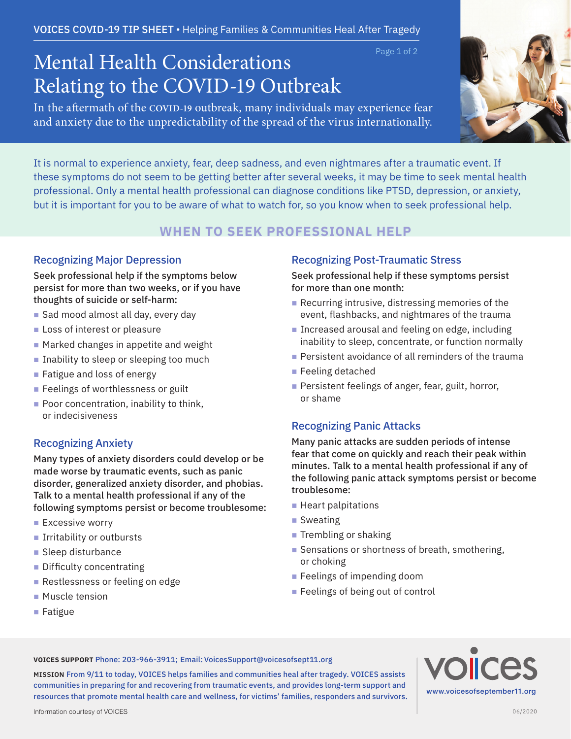VOICES COVID-19 TIP SHEET • Helping Families & Communities Heal After Tragedy

# Mental Health Considerations Relating to the COVID-19 Outbreak

In the aftermath of the COVID-19 outbreak, many individuals may experience fear and anxiety due to the unpredictability of the spread of the virus internationally.

It is normal to experience anxiety, fear, deep sadness, and even nightmares after a traumatic event. If these symptoms do not seem to be getting better after several weeks, it may be time to seek mental health professional. Only a mental health professional can diagnose conditions like PTSD, depression, or anxiety, but it is important for you to be aware of what to watch for, so you know when to seek professional help.

## WHEN TO SEEK PROFESSIONAL HELP

### Recognizing Major Depression

Seek professional help if the symptoms below persist for more than two weeks, or if you have thoughts of suicide or self-harm:

- Sad mood almost all day, every day
- Loss of interest or pleasure
- Marked changes in appetite and weight
- Inability to sleep or sleeping too much
- Fatigue and loss of energy
- Feelings of worthlessness or guilt
- Poor concentration, inability to think, or indecisiveness

### Recognizing Anxiety

Many types of anxiety disorders could develop or be made worse by traumatic events, such as panic disorder, generalized anxiety disorder, and phobias. Talk to a mental health professional if any of the following symptoms persist or become troublesome:

- Excessive worry
- Irritability or outbursts
- Sleep disturbance
- Difficulty concentrating
- Restlessness or feeling on edge
- Muscle tension
- Fatigue

### Recognizing Post-Traumatic Stress

Seek professional help if these symptoms persist for more than one month:

- Recurring intrusive, distressing memories of the event, flashbacks, and nightmares of the trauma
- Increased arousal and feeling on edge, including inability to sleep, concentrate, or function normally
- Persistent avoidance of all reminders of the trauma
- Feeling detached
- Persistent feelings of anger, fear, guilt, horror, or shame

### Recognizing Panic Attacks

Many panic attacks are sudden periods of intense fear that come on quickly and reach their peak within minutes. Talk to a mental health professional if any of the following panic attack symptoms persist or become troublesome:

- Heart palpitations
- Sweating
- Trembling or shaking
- Sensations or shortness of breath, smothering, or choking
- Feelings of impending doom
- Feelings of being out of control

**VOICES SUPPORT** Phone: 203-966-3911; Email: VoicesSupport@voicesofsept11.org

**MISSION** From 9/11 to today, VOICES helps families and communities heal after tragedy. VOICES assists communities in preparing for and recovering from traumatic events, and provides long-term support and resources that promote mental health care and wellness, for victims' families, responders and survivors.

voices
www.voicesofseptember11.org

Information courtesy of VOICES

06/2020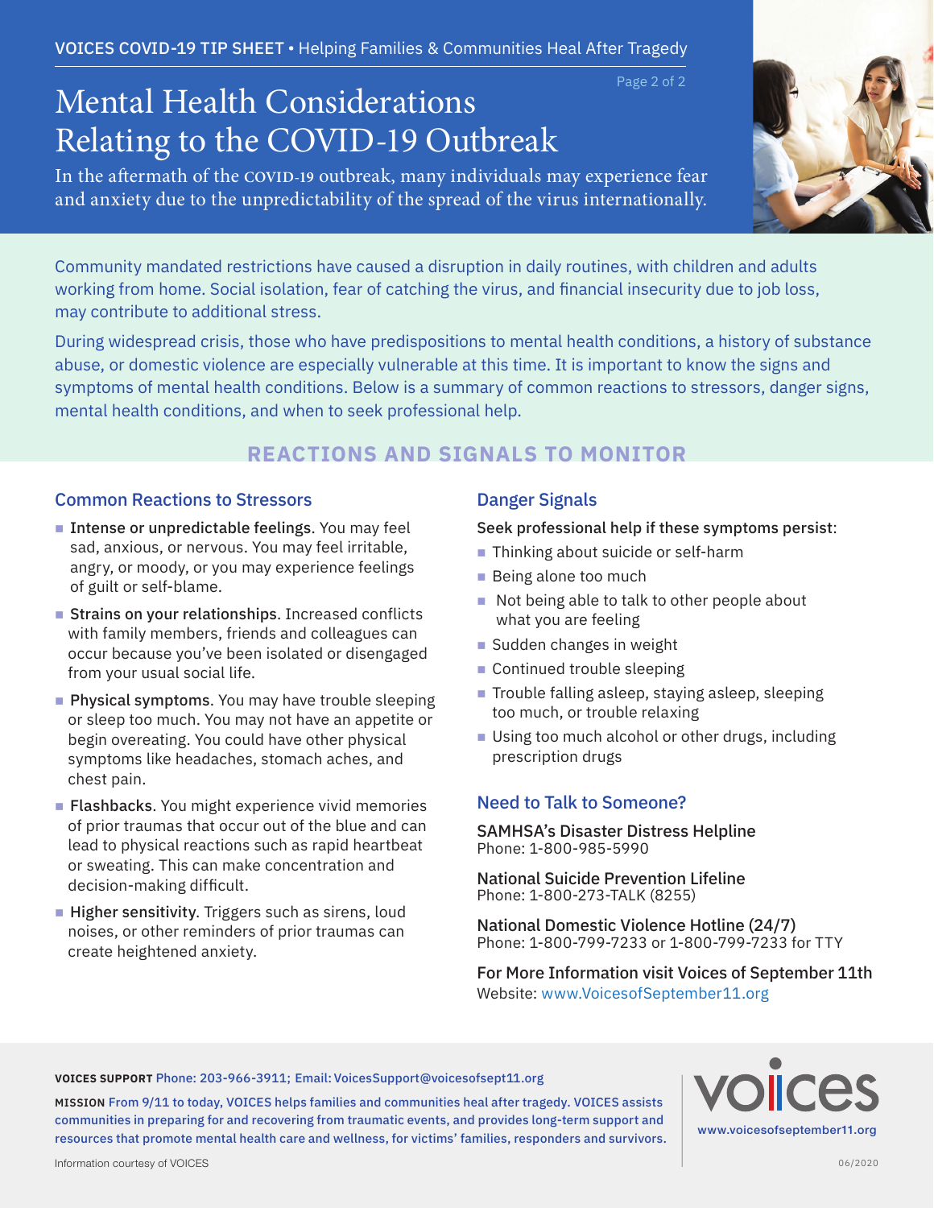VOICES COVID-19 TIP SHEET • Helping Families & Communities Heal After Tragedy

# Mental Health Considerations Relating to the COVID-19 Outbreak

In the aftermath of the COVID-19 outbreak, many individuals may experience fear and anxiety due to the unpredictability of the spread of the virus internationally.

Community mandated restrictions have caused a disruption in daily routines, with children and adults working from home. Social isolation, fear of catching the virus, and financial insecurity due to job loss, may contribute to additional stress.

During widespread crisis, those who have predispositions to mental health conditions, a history of substance abuse, or domestic violence are especially vulnerable at this time. It is important to know the signs and symptoms of mental health conditions. Below is a summary of common reactions to stressors, danger signs, mental health conditions, and when to seek professional help.

## REACTIONS AND SIGNALS TO MONITOR

### Common Reactions to Stressors

- **Intense or unpredictable feelings**. You may feel sad, anxious, or nervous. You may feel irritable, angry, or moody, or you may experience feelings of guilt or self-blame.
- **Strains on your relationships**. Increased conflicts with family members, friends and colleagues can occur because you've been isolated or disengaged from your usual social life.
- **Physical symptoms**. You may have trouble sleeping or sleep too much. You may not have an appetite or begin overeating. You could have other physical symptoms like headaches, stomach aches, and chest pain.
- **Flashbacks**. You might experience vivid memories of prior traumas that occur out of the blue and can lead to physical reactions such as rapid heartbeat or sweating. This can make concentration and decision-making difficult.
- **Higher sensitivity**. Triggers such as sirens, loud noises, or other reminders of prior traumas can create heightened anxiety.

### Danger Signals

Seek professional help if these symptoms persist:

- Thinking about suicide or self-harm
- Being alone too much
- Not being able to talk to other people about what you are feeling
- Sudden changes in weight
- Continued trouble sleeping
- Trouble falling asleep, staying asleep, sleeping too much, or trouble relaxing
- Using too much alcohol or other drugs, including prescription drugs

### Need to Talk to Someone?

**SAMHSA's Disaster Distress Helpline**
Phone: 1-800-985-5990

**National Suicide Prevention Lifeline**
Phone: 1-800-273-TALK (8255)

**National Domestic Violence Hotline (24/7)**
Phone: 1-800-799-7233 or 1-800-799-7233 for TTY

**For More Information visit Voices of September 11th**
Website: www.VoicesofSeptember11.org

**VOICES SUPPORT** Phone: 203-966-3911; Email: VoicesSupport@voicesofsept11.org

**MISSION** From 9/11 to today, VOICES helps families and communities heal after tragedy. VOICES assists communities in preparing for and recovering from traumatic events, and provides long-term support and resources that promote mental health care and wellness, for victims' families, responders and survivors.

voices
www.voicesofseptember11.org

Information courtesy of VOICES

06/2020